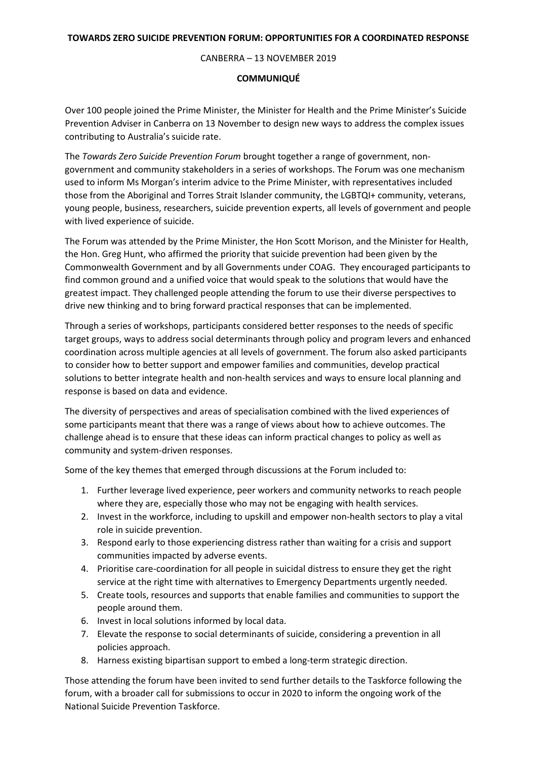**TOWARDS ZERO SUICIDE PREVENTION FORUM: OPPORTUNITIES FOR A COORDINATED RESPONSE**

CANBERRA – 13 NOVEMBER 2019

**COMMUNIQUÉ**

Over 100 people joined the Prime Minister, the Minister for Health and the Prime Minister's Suicide Prevention Adviser in Canberra on 13 November to design new ways to address the complex issues contributing to Australia's suicide rate.

The *Towards Zero Suicide Prevention Forum* brought together a range of government, non-government and community stakeholders in a series of workshops. The Forum was one mechanism used to inform Ms Morgan's interim advice to the Prime Minister, with representatives included those from the Aboriginal and Torres Strait Islander community, the LGBTQI+ community, veterans, young people, business, researchers, suicide prevention experts, all levels of government and people with lived experience of suicide.

The Forum was attended by the Prime Minister, the Hon Scott Morison, and the Minister for Health, the Hon. Greg Hunt, who affirmed the priority that suicide prevention had been given by the Commonwealth Government and by all Governments under COAG. They encouraged participants to find common ground and a unified voice that would speak to the solutions that would have the greatest impact. They challenged people attending the forum to use their diverse perspectives to drive new thinking and to bring forward practical responses that can be implemented.

Through a series of workshops, participants considered better responses to the needs of specific target groups, ways to address social determinants through policy and program levers and enhanced coordination across multiple agencies at all levels of government. The forum also asked participants to consider how to better support and empower families and communities, develop practical solutions to better integrate health and non-health services and ways to ensure local planning and response is based on data and evidence.

The diversity of perspectives and areas of specialisation combined with the lived experiences of some participants meant that there was a range of views about how to achieve outcomes. The challenge ahead is to ensure that these ideas can inform practical changes to policy as well as community and system-driven responses.

Some of the key themes that emerged through discussions at the Forum included to:

1. Further leverage lived experience, peer workers and community networks to reach people where they are, especially those who may not be engaging with health services.
2. Invest in the workforce, including to upskill and empower non-health sectors to play a vital role in suicide prevention.
3. Respond early to those experiencing distress rather than waiting for a crisis and support communities impacted by adverse events.
4. Prioritise care-coordination for all people in suicidal distress to ensure they get the right service at the right time with alternatives to Emergency Departments urgently needed.
5. Create tools, resources and supports that enable families and communities to support the people around them.
6. Invest in local solutions informed by local data.
7. Elevate the response to social determinants of suicide, considering a prevention in all policies approach.
8. Harness existing bipartisan support to embed a long-term strategic direction.

Those attending the forum have been invited to send further details to the Taskforce following the forum, with a broader call for submissions to occur in 2020 to inform the ongoing work of the National Suicide Prevention Taskforce.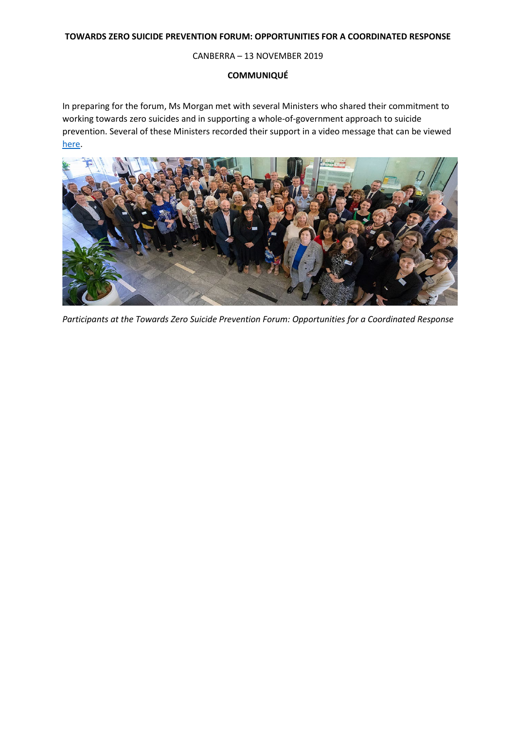**TOWARDS ZERO SUICIDE PREVENTION FORUM: OPPORTUNITIES FOR A COORDINATED RESPONSE**

CANBERRA – 13 NOVEMBER 2019

**COMMUNIQUÉ**

In preparing for the forum, Ms Morgan met with several Ministers who shared their commitment to working towards zero suicides and in supporting a whole-of-government approach to suicide prevention. Several of these Ministers recorded their support in a video message that can be viewed here.

*Participants at the Towards Zero Suicide Prevention Forum: Opportunities for a Coordinated Response*